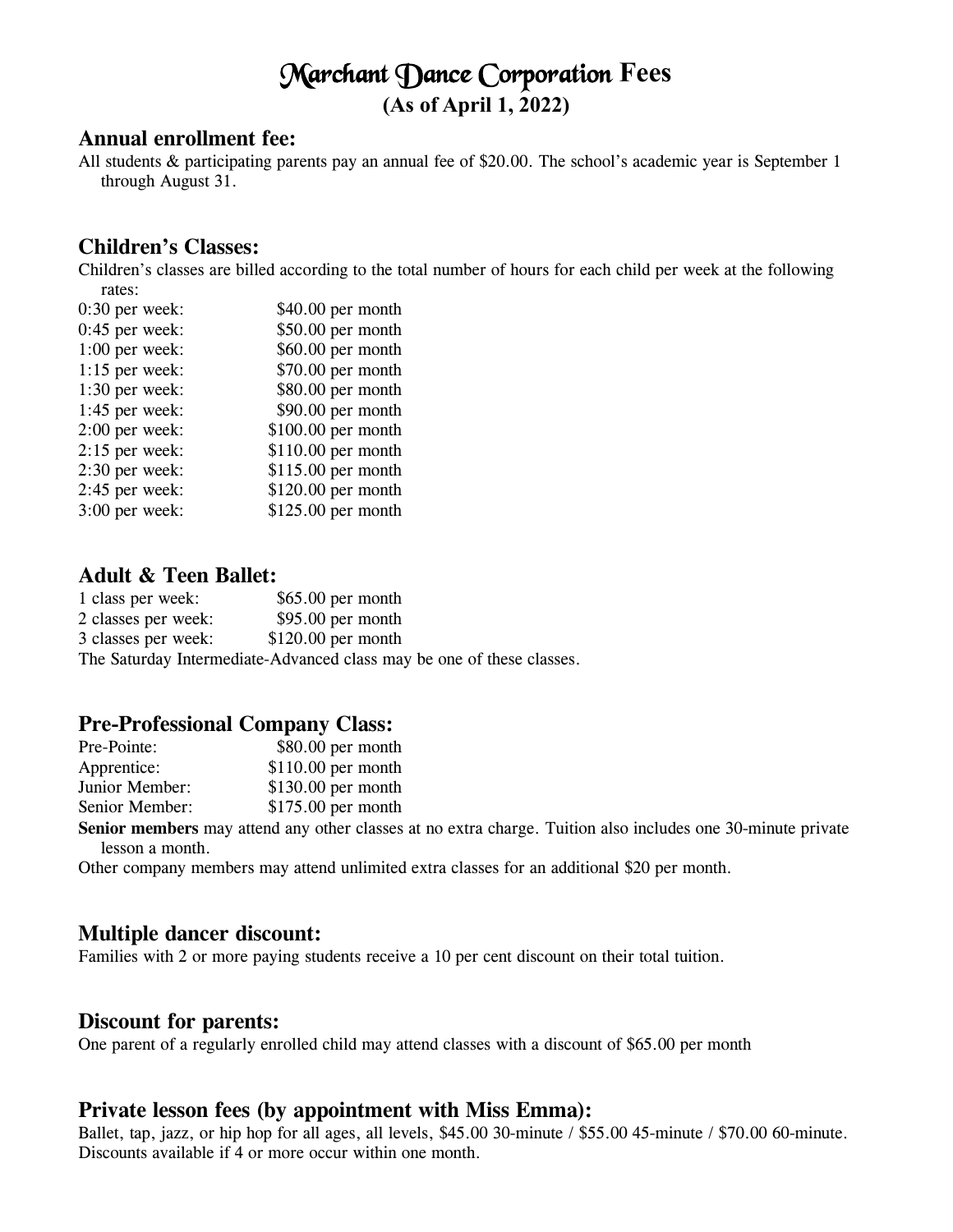# Marchant Dance Corporation Fees

**(As of April 1, 2022)**

## Annual enrollment fee:

All students & participating parents pay an annual fee of $20.00. The school's academic year is September 1 through August 31.

## Children's Classes:

Children's classes are billed according to the total number of hours for each child per week at the following rates:

| | |
|---|---|
| 0:30 per week: | $40.00 per month |
| 0:45 per week: | $50.00 per month |
| 1:00 per week: | $60.00 per month |
| 1:15 per week: | $70.00 per month |
| 1:30 per week: | $80.00 per month |
| 1:45 per week: | $90.00 per month |
| 2:00 per week: | $100.00 per month |
| 2:15 per week: | $110.00 per month |
| 2:30 per week: | $115.00 per month |
| 2:45 per week: | $120.00 per month |
| 3:00 per week: | $125.00 per month |

## Adult & Teen Ballet:

| | |
|---|---|
| 1 class per week: | $65.00 per month |
| 2 classes per week: | $95.00 per month |
| 3 classes per week: | $120.00 per month |

The Saturday Intermediate-Advanced class may be one of these classes.

## Pre-Professional Company Class:

| | |
|---|---|
| Pre-Pointe: | $80.00 per month |
| Apprentice: | $110.00 per month |
| Junior Member: | $130.00 per month |
| Senior Member: | $175.00 per month |

**Senior members** may attend any other classes at no extra charge. Tuition also includes one 30-minute private lesson a month.

Other company members may attend unlimited extra classes for an additional $20 per month.

## Multiple dancer discount:

Families with 2 or more paying students receive a 10 per cent discount on their total tuition.

## Discount for parents:

One parent of a regularly enrolled child may attend classes with a discount of $65.00 per month

## Private lesson fees (by appointment with Miss Emma):

Ballet, tap, jazz, or hip hop for all ages, all levels, $45.00 30-minute / $55.00 45-minute / $70.00 60-minute. Discounts available if 4 or more occur within one month.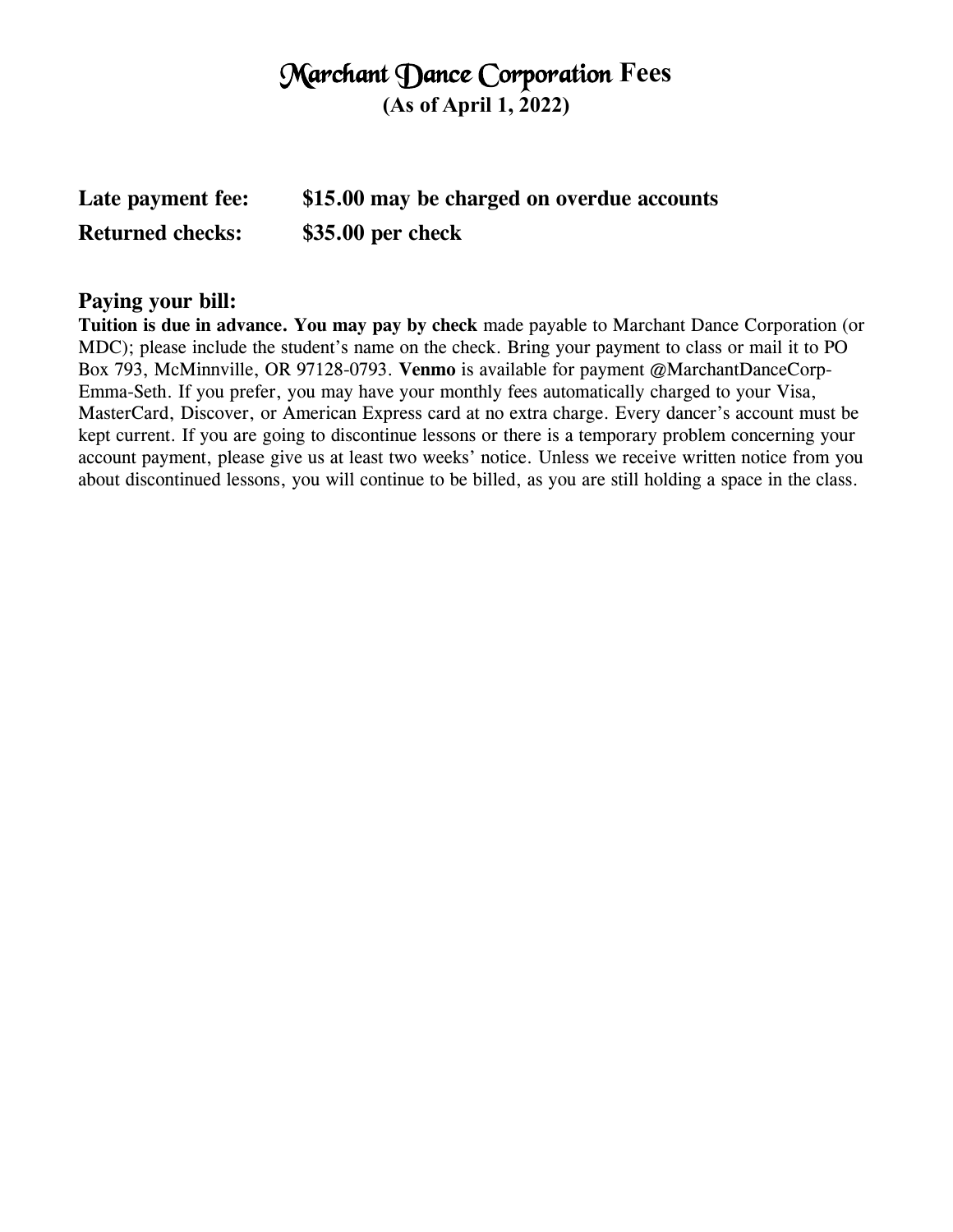# Marchant Dance Corporation Fees

**(As of April 1, 2022)**

**Late payment fee:** **\$15.00 may be charged on overdue accounts**

**Returned checks:** **\$35.00 per check**

## Paying your bill:

**Tuition is due in advance. You may pay by check** made payable to Marchant Dance Corporation (or MDC); please include the student's name on the check. Bring your payment to class or mail it to PO Box 793, McMinnville, OR 97128-0793. **Venmo** is available for payment @MarchantDanceCorp-Emma-Seth. If you prefer, you may have your monthly fees automatically charged to your Visa, MasterCard, Discover, or American Express card at no extra charge. Every dancer's account must be kept current. If you are going to discontinue lessons or there is a temporary problem concerning your account payment, please give us at least two weeks' notice. Unless we receive written notice from you about discontinued lessons, you will continue to be billed, as you are still holding a space in the class.